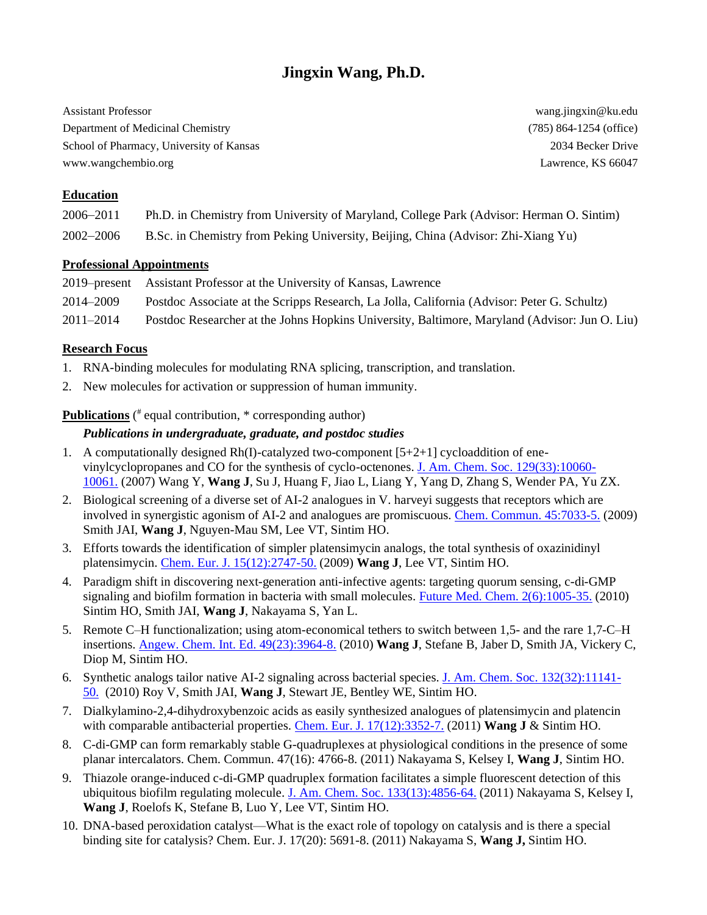# Jingxin Wang, Ph.D.

Assistant Professor
Department of Medicinal Chemistry
School of Pharmacy, University of Kansas
www.wangchembio.org

wang.jingxin@ku.edu
(785) 864-1254 (office)
2034 Becker Drive
Lawrence, KS 66047

## Education

| | |
|---|---|
| 2006–2011 | Ph.D. in Chemistry from University of Maryland, College Park (Advisor: Herman O. Sintim) |
| 2002–2006 | B.Sc. in Chemistry from Peking University, Beijing, China (Advisor: Zhi-Xiang Yu) |

## Professional Appointments

| | |
|---|---|
| 2019–present | Assistant Professor at the University of Kansas, Lawrence |
| 2014–2009 | Postdoc Associate at the Scripps Research, La Jolla, California (Advisor: Peter G. Schultz) |
| 2011–2014 | Postdoc Researcher at the Johns Hopkins University, Baltimore, Maryland (Advisor: Jun O. Liu) |

## Research Focus

1. RNA-binding molecules for modulating RNA splicing, transcription, and translation.
2. New molecules for activation or suppression of human immunity.

## Publications (# equal contribution, * corresponding author)

### *Publications in undergraduate, graduate, and postdoc studies*

1. A computationally designed Rh(I)-catalyzed two-component [5+2+1] cycloaddition of ene-vinylcyclopropanes and CO for the synthesis of cyclo-octenones. J. Am. Chem. Soc. 129(33):10060-10061. (2007) Wang Y, **Wang J**, Su J, Huang F, Jiao L, Liang Y, Yang D, Zhang S, Wender PA, Yu ZX.
2. Biological screening of a diverse set of AI-2 analogues in V. harveyi suggests that receptors which are involved in synergistic agonism of AI-2 and analogues are promiscuous. Chem. Commun. 45:7033-5. (2009) Smith JAI, **Wang J**, Nguyen-Mau SM, Lee VT, Sintim HO.
3. Efforts towards the identification of simpler platensimycin analogs, the total synthesis of oxazinidinyl platensimycin. Chem. Eur. J. 15(12):2747-50. (2009) **Wang J**, Lee VT, Sintim HO.
4. Paradigm shift in discovering next-generation anti-infective agents: targeting quorum sensing, c-di-GMP signaling and biofilm formation in bacteria with small molecules. Future Med. Chem. 2(6):1005-35. (2010) Sintim HO, Smith JAI, **Wang J**, Nakayama S, Yan L.
5. Remote C–H functionalization; using atom-economical tethers to switch between 1,5- and the rare 1,7-C–H insertions. Angew. Chem. Int. Ed. 49(23):3964-8. (2010) **Wang J**, Stefane B, Jaber D, Smith JA, Vickery C, Diop M, Sintim HO.
6. Synthetic analogs tailor native AI-2 signaling across bacterial species. J. Am. Chem. Soc. 132(32):11141-50. (2010) Roy V, Smith JAI, **Wang J**, Stewart JE, Bentley WE, Sintim HO.
7. Dialkylamino-2,4-dihydroxybenzoic acids as easily synthesized analogues of platensimycin and platencin with comparable antibacterial properties. Chem. Eur. J. 17(12):3352-7. (2011) **Wang J** & Sintim HO.
8. C-di-GMP can form remarkably stable G-quadruplexes at physiological conditions in the presence of some planar intercalators. Chem. Commun. 47(16): 4766-8. (2011) Nakayama S, Kelsey I, **Wang J**, Sintim HO.
9. Thiazole orange-induced c-di-GMP quadruplex formation facilitates a simple fluorescent detection of this ubiquitous biofilm regulating molecule. J. Am. Chem. Soc. 133(13):4856-64. (2011) Nakayama S, Kelsey I, **Wang J**, Roelofs K, Stefane B, Luo Y, Lee VT, Sintim HO.
10. DNA-based peroxidation catalyst—What is the exact role of topology on catalysis and is there a special binding site for catalysis? Chem. Eur. J. 17(20): 5691-8. (2011) Nakayama S, **Wang J,** Sintim HO.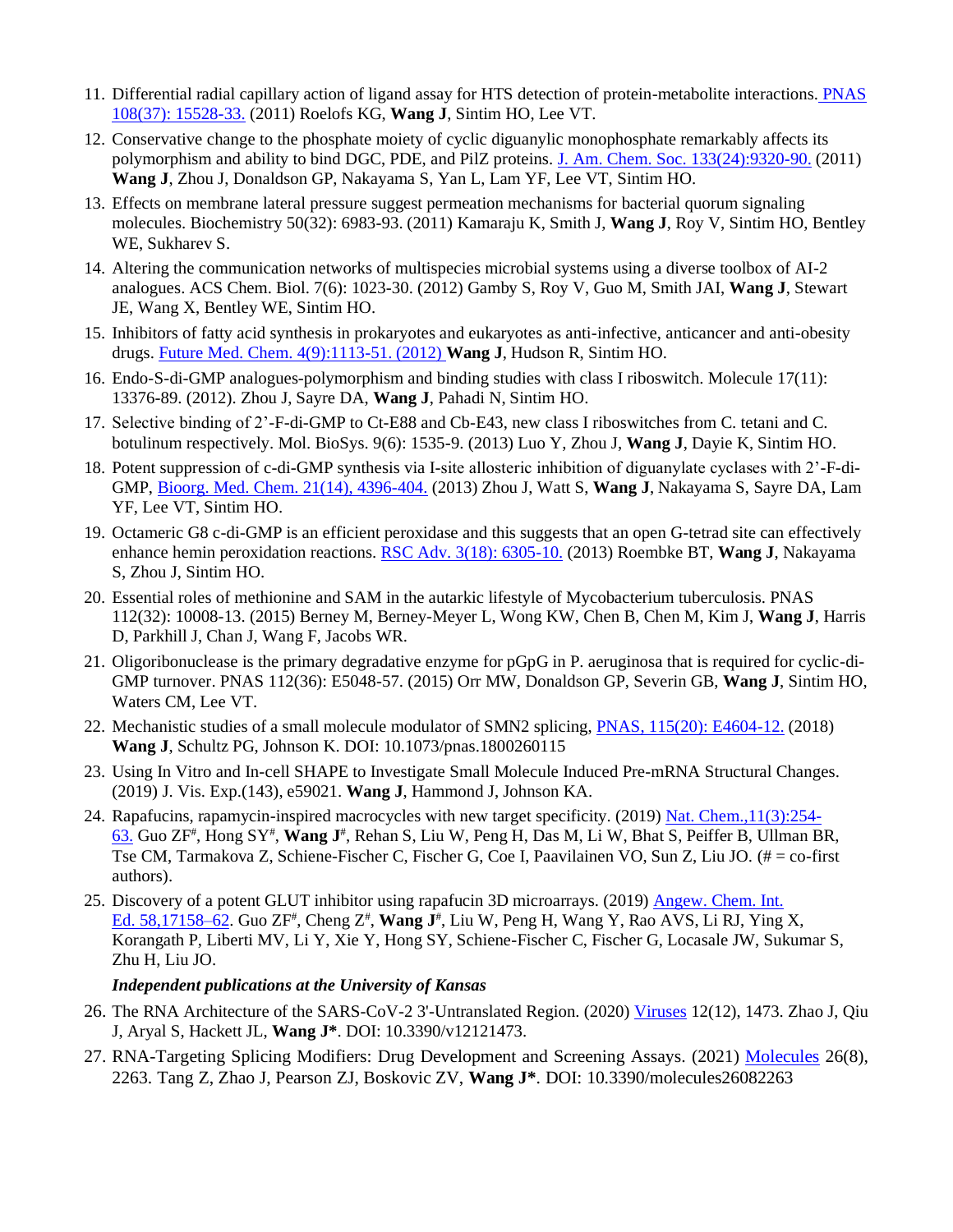11. Differential radial capillary action of ligand assay for HTS detection of protein-metabolite interactions. PNAS 108(37): 15528-33. (2011) Roelofs KG, **Wang J**, Sintim HO, Lee VT.
12. Conservative change to the phosphate moiety of cyclic diguanylic monophosphate remarkably affects its polymorphism and ability to bind DGC, PDE, and PilZ proteins. J. Am. Chem. Soc. 133(24):9320-90. (2011) **Wang J**, Zhou J, Donaldson GP, Nakayama S, Yan L, Lam YF, Lee VT, Sintim HO.
13. Effects on membrane lateral pressure suggest permeation mechanisms for bacterial quorum signaling molecules. Biochemistry 50(32): 6983-93. (2011) Kamaraju K, Smith J, **Wang J**, Roy V, Sintim HO, Bentley WE, Sukharev S.
14. Altering the communication networks of multispecies microbial systems using a diverse toolbox of AI-2 analogues. ACS Chem. Biol. 7(6): 1023-30. (2012) Gamby S, Roy V, Guo M, Smith JAI, **Wang J**, Stewart JE, Wang X, Bentley WE, Sintim HO.
15. Inhibitors of fatty acid synthesis in prokaryotes and eukaryotes as anti-infective, anticancer and anti-obesity drugs. Future Med. Chem. 4(9):1113-51. (2012) **Wang J**, Hudson R, Sintim HO.
16. Endo-S-di-GMP analogues-polymorphism and binding studies with class I riboswitch. Molecule 17(11): 13376-89. (2012). Zhou J, Sayre DA, **Wang J**, Pahadi N, Sintim HO.
17. Selective binding of 2'-F-di-GMP to Ct-E88 and Cb-E43, new class I riboswitches from C. tetani and C. botulinum respectively. Mol. BioSys. 9(6): 1535-9. (2013) Luo Y, Zhou J, **Wang J**, Dayie K, Sintim HO.
18. Potent suppression of c-di-GMP synthesis via I-site allosteric inhibition of diguanylate cyclases with 2'-F-di-GMP, Bioorg. Med. Chem. 21(14), 4396-404. (2013) Zhou J, Watt S, **Wang J**, Nakayama S, Sayre DA, Lam YF, Lee VT, Sintim HO.
19. Octameric G8 c-di-GMP is an efficient peroxidase and this suggests that an open G-tetrad site can effectively enhance hemin peroxidation reactions. RSC Adv. 3(18): 6305-10. (2013) Roembke BT, **Wang J**, Nakayama S, Zhou J, Sintim HO.
20. Essential roles of methionine and SAM in the autarkic lifestyle of Mycobacterium tuberculosis. PNAS 112(32): 10008-13. (2015) Berney M, Berney-Meyer L, Wong KW, Chen B, Chen M, Kim J, **Wang J**, Harris D, Parkhill J, Chan J, Wang F, Jacobs WR.
21. Oligoribonuclease is the primary degradative enzyme for pGpG in P. aeruginosa that is required for cyclic-di-GMP turnover. PNAS 112(36): E5048-57. (2015) Orr MW, Donaldson GP, Severin GB, **Wang J**, Sintim HO, Waters CM, Lee VT.
22. Mechanistic studies of a small molecule modulator of SMN2 splicing, PNAS, 115(20): E4604-12. (2018) **Wang J**, Schultz PG, Johnson K. DOI: 10.1073/pnas.1800260115
23. Using In Vitro and In-cell SHAPE to Investigate Small Molecule Induced Pre-mRNA Structural Changes. (2019) J. Vis. Exp.(143), e59021. **Wang J**, Hammond J, Johnson KA.
24. Rapafucins, rapamycin-inspired macrocycles with new target specificity. (2019) Nat. Chem.,11(3):254-63. Guo ZF#, Hong SY#, **Wang J#**, Rehan S, Liu W, Peng H, Das M, Li W, Bhat S, Peiffer B, Ullman BR, Tse CM, Tarmakova Z, Schiene-Fischer C, Fischer G, Coe I, Paavilainen VO, Sun Z, Liu JO. (# = co-first authors).
25. Discovery of a potent GLUT inhibitor using rapafucin 3D microarrays. (2019) Angew. Chem. Int. Ed. 58,17158–62. Guo ZF#, Cheng Z#, **Wang J#**, Liu W, Peng H, Wang Y, Rao AVS, Li RJ, Ying X, Korangath P, Liberti MV, Li Y, Xie Y, Hong SY, Schiene-Fischer C, Fischer G, Locasale JW, Sukumar S, Zhu H, Liu JO.

***Independent publications at the University of Kansas***

26. The RNA Architecture of the SARS-CoV-2 3'-Untranslated Region. (2020) Viruses 12(12), 1473. Zhao J, Qiu J, Aryal S, Hackett JL, **Wang J\***. DOI: 10.3390/v12121473.
27. RNA-Targeting Splicing Modifiers: Drug Development and Screening Assays. (2021) Molecules 26(8), 2263. Tang Z, Zhao J, Pearson ZJ, Boskovic ZV, **Wang J\***. DOI: 10.3390/molecules26082263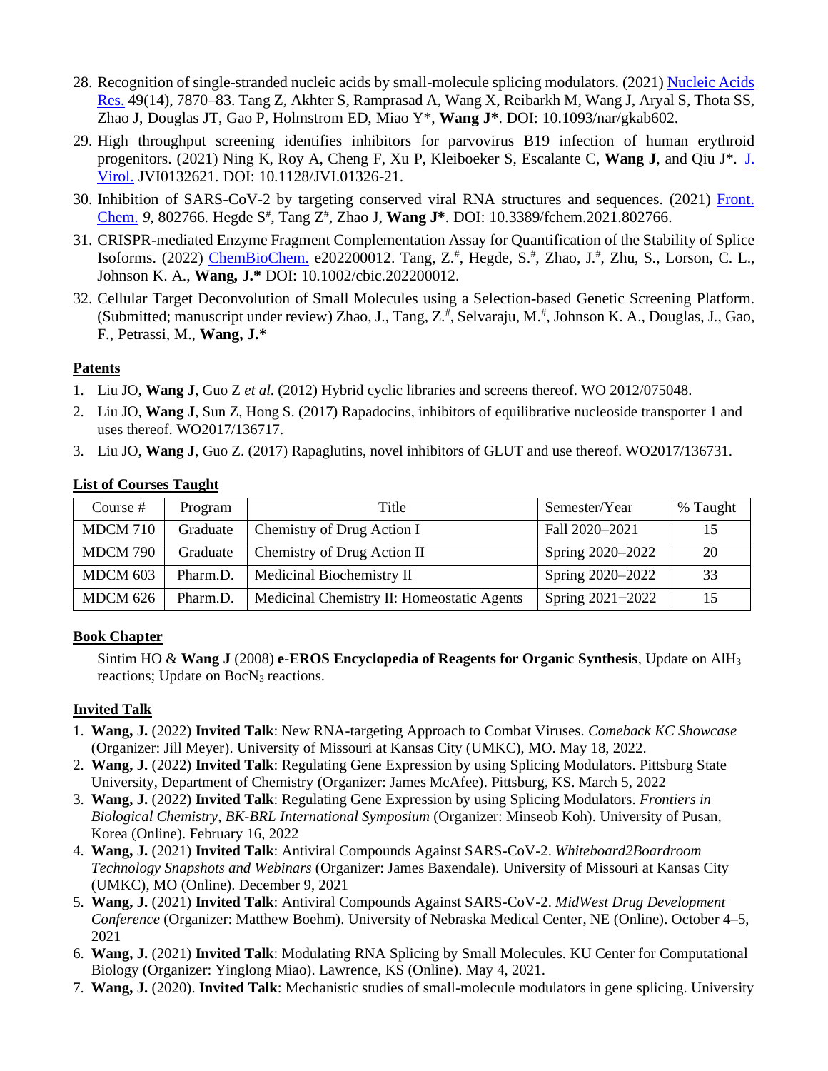28. Recognition of single-stranded nucleic acids by small-molecule splicing modulators. (2021) Nucleic Acids Res. 49(14), 7870–83. Tang Z, Akhter S, Ramprasad A, Wang X, Reibarkh M, Wang J, Aryal S, Thota SS, Zhao J, Douglas JT, Gao P, Holmstrom ED, Miao Y*, **Wang J***. DOI: 10.1093/nar/gkab602.
29. High throughput screening identifies inhibitors for parvovirus B19 infection of human erythroid progenitors. (2021) Ning K, Roy A, Cheng F, Xu P, Kleiboeker S, Escalante C, **Wang J**, and Qiu J*. J. Virol. JVI0132621. DOI: 10.1128/JVI.01326-21.
30. Inhibition of SARS-CoV-2 by targeting conserved viral RNA structures and sequences. (2021) Front. Chem. *9*, 802766. Hegde S[#], Tang Z[#], Zhao J, **Wang J***. DOI: 10.3389/fchem.2021.802766.
31. CRISPR-mediated Enzyme Fragment Complementation Assay for Quantification of the Stability of Splice Isoforms. (2022) ChemBioChem. e202200012. Tang, Z.[#], Hegde, S.[#], Zhao, J.[#], Zhu, S., Lorson, C. L., Johnson K. A., **Wang, J.*** DOI: 10.1002/cbic.202200012.
32. Cellular Target Deconvolution of Small Molecules using a Selection-based Genetic Screening Platform. (Submitted; manuscript under review) Zhao, J., Tang, Z.[#], Selvaraju, M.[#], Johnson K. A., Douglas, J., Gao, F., Petrassi, M., **Wang, J.***

## Patents

1. Liu JO, **Wang J**, Guo Z *et al.* (2012) Hybrid cyclic libraries and screens thereof. WO 2012/075048.
2. Liu JO, **Wang J**, Sun Z, Hong S. (2017) Rapadocins, inhibitors of equilibrative nucleoside transporter 1 and uses thereof. WO2017/136717.
3. Liu JO, **Wang J**, Guo Z. (2017) Rapaglutins, novel inhibitors of GLUT and use thereof. WO2017/136731.

## List of Courses Taught

| Course # | Program | Title | Semester/Year | % Taught |
|---|---|---|---|---|
| MDCM 710 | Graduate | Chemistry of Drug Action I | Fall 2020–2021 | 15 |
| MDCM 790 | Graduate | Chemistry of Drug Action II | Spring 2020–2022 | 20 |
| MDCM 603 | Pharm.D. | Medicinal Biochemistry II | Spring 2020–2022 | 33 |
| MDCM 626 | Pharm.D. | Medicinal Chemistry II: Homeostatic Agents | Spring 2021−2022 | 15 |

## Book Chapter

Sintim HO & **Wang J** (2008) **e-EROS Encyclopedia of Reagents for Organic Synthesis**, Update on $AlH_3$ reactions; Update on $BocN_3$ reactions.

## Invited Talk

1. **Wang, J.** (2022) **Invited Talk**: New RNA-targeting Approach to Combat Viruses. *Comeback KC Showcase* (Organizer: Jill Meyer). University of Missouri at Kansas City (UMKC), MO. May 18, 2022.
2. **Wang, J.** (2022) **Invited Talk**: Regulating Gene Expression by using Splicing Modulators. Pittsburg State University, Department of Chemistry (Organizer: James McAfee). Pittsburg, KS. March 5, 2022
3. **Wang, J.** (2022) **Invited Talk**: Regulating Gene Expression by using Splicing Modulators. *Frontiers in Biological Chemistry, BK-BRL International Symposium* (Organizer: Minseob Koh). University of Pusan, Korea (Online). February 16, 2022
4. **Wang, J.** (2021) **Invited Talk**: Antiviral Compounds Against SARS-CoV-2. *Whiteboard2Boardroom Technology Snapshots and Webinars* (Organizer: James Baxendale). University of Missouri at Kansas City (UMKC), MO (Online). December 9, 2021
5. **Wang, J.** (2021) **Invited Talk**: Antiviral Compounds Against SARS-CoV-2. *MidWest Drug Development Conference* (Organizer: Matthew Boehm). University of Nebraska Medical Center, NE (Online). October 4–5, 2021
6. **Wang, J.** (2021) **Invited Talk**: Modulating RNA Splicing by Small Molecules. KU Center for Computational Biology (Organizer: Yinglong Miao). Lawrence, KS (Online). May 4, 2021.
7. **Wang, J.** (2020). **Invited Talk**: Mechanistic studies of small-molecule modulators in gene splicing. University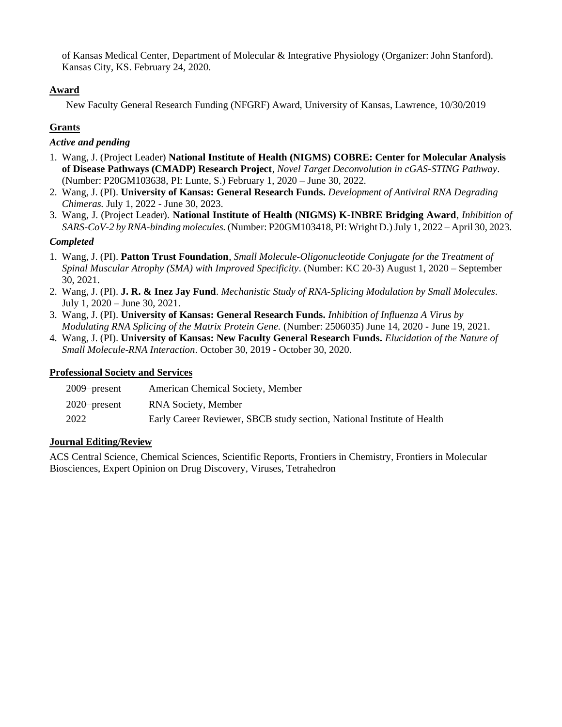of Kansas Medical Center, Department of Molecular & Integrative Physiology (Organizer: John Stanford). Kansas City, KS. February 24, 2020.

## Award

New Faculty General Research Funding (NFGRF) Award, University of Kansas, Lawrence, 10/30/2019

## Grants

### *Active and pending*

1. Wang, J. (Project Leader) **National Institute of Health (NIGMS) COBRE: Center for Molecular Analysis of Disease Pathways (CMADP) Research Project**, *Novel Target Deconvolution in cGAS-STING Pathway*. (Number: P20GM103638, PI: Lunte, S.) February 1, 2020 – June 30, 2022.
2. Wang, J. (PI). **University of Kansas: General Research Funds.** *Development of Antiviral RNA Degrading Chimeras.* July 1, 2022 - June 30, 2023.
3. Wang, J. (Project Leader). **National Institute of Health (NIGMS) K-INBRE Bridging Award**, *Inhibition of SARS-CoV-2 by RNA-binding molecules.* (Number: P20GM103418, PI: Wright D.) July 1, 2022 – April 30, 2023.

### *Completed*

1. Wang, J. (PI). **Patton Trust Foundation**, *Small Molecule-Oligonucleotide Conjugate for the Treatment of Spinal Muscular Atrophy (SMA) with Improved Specificity*. (Number: KC 20-3) August 1, 2020 – September 30, 2021.
2. Wang, J. (PI). **J. R. & Inez Jay Fund**. *Mechanistic Study of RNA-Splicing Modulation by Small Molecules*. July 1, 2020 – June 30, 2021.
3. Wang, J. (PI). **University of Kansas: General Research Funds.** *Inhibition of Influenza A Virus by Modulating RNA Splicing of the Matrix Protein Gene.* (Number: 2506035) June 14, 2020 - June 19, 2021.
4. Wang, J. (PI). **University of Kansas: New Faculty General Research Funds.** *Elucidation of the Nature of Small Molecule-RNA Interaction*. October 30, 2019 - October 30, 2020.

## Professional Society and Services

| | |
|---|---|
| 2009–present | American Chemical Society, Member |
| 2020–present | RNA Society, Member |
| 2022 | Early Career Reviewer, SBCB study section, National Institute of Health |

## Journal Editing/Review

ACS Central Science, Chemical Sciences, Scientific Reports, Frontiers in Chemistry, Frontiers in Molecular Biosciences, Expert Opinion on Drug Discovery, Viruses, Tetrahedron